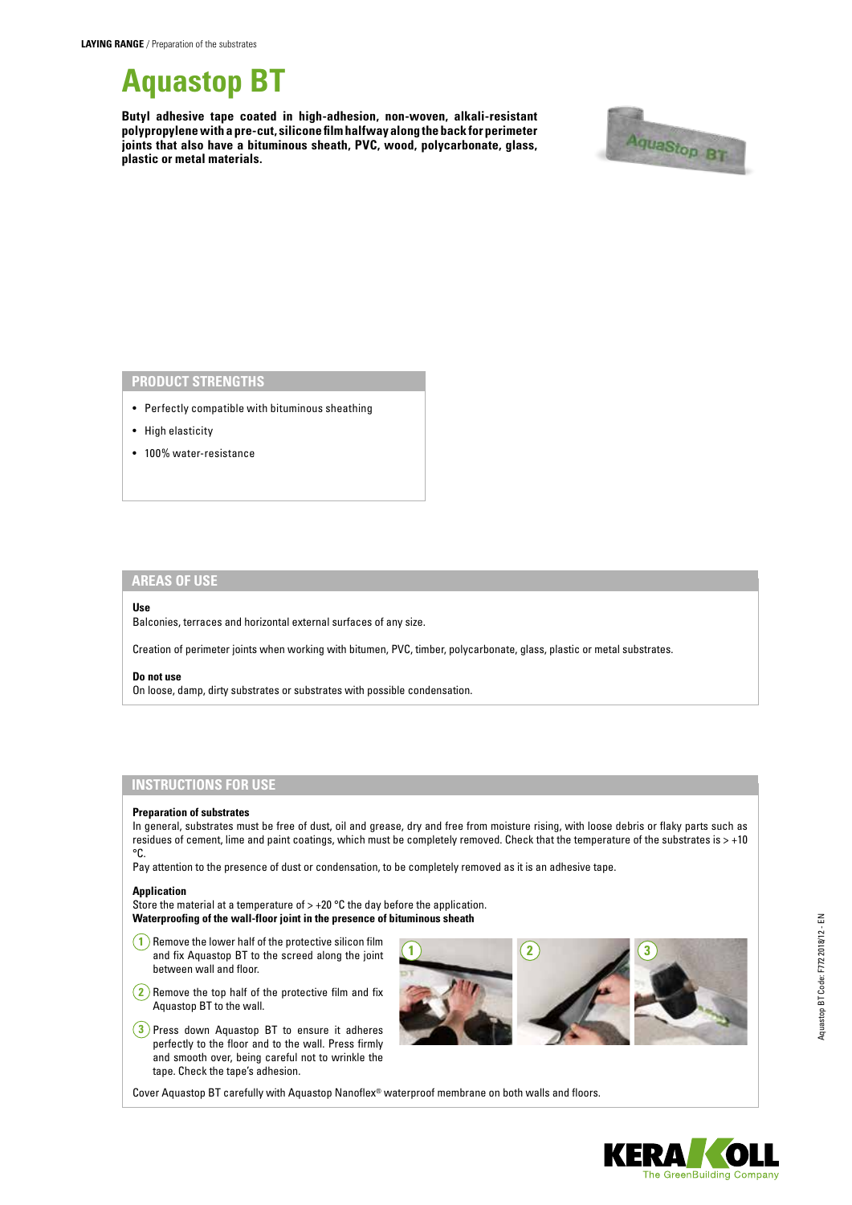**LAYING RANGE** / Preparation of the substrates

# Aquastop BT

**Butyl adhesive tape coated in high-adhesion, non-woven, alkali-resistant polypropylene with a pre-cut, silicone film halfway along the back for perimeter joints that also have a bituminous sheath, PVC, wood, polycarbonate, glass, plastic or metal materials.**

## PRODUCT STRENGTHS

- Perfectly compatible with bituminous sheathing
- High elasticity
- 100% water-resistance

## AREAS OF USE

**Use**

Balconies, terraces and horizontal external surfaces of any size.

Creation of perimeter joints when working with bitumen, PVC, timber, polycarbonate, glass, plastic or metal substrates.

**Do not use**

On loose, damp, dirty substrates or substrates with possible condensation.

## INSTRUCTIONS FOR USE

**Preparation of substrates**

In general, substrates must be free of dust, oil and grease, dry and free from moisture rising, with loose debris or flaky parts such as residues of cement, lime and paint coatings, which must be completely removed. Check that the temperature of the substrates is > +10 °C.

Pay attention to the presence of dust or condensation, to be completely removed as it is an adhesive tape.

**Application**

Store the material at a temperature of > +20 °C the day before the application.

**Waterproofing of the wall-floor joint in the presence of bituminous sheath**

1. Remove the lower half of the protective silicon film and fix Aquastop BT to the screed along the joint between wall and floor.
2. Remove the top half of the protective film and fix Aquastop BT to the wall.
3. Press down Aquastop BT to ensure it adheres perfectly to the floor and to the wall. Press firmly and smooth over, being careful not to wrinkle the tape. Check the tape's adhesion.

Cover Aquastop BT carefully with Aquastop Nanoflex® waterproof membrane on both walls and floors.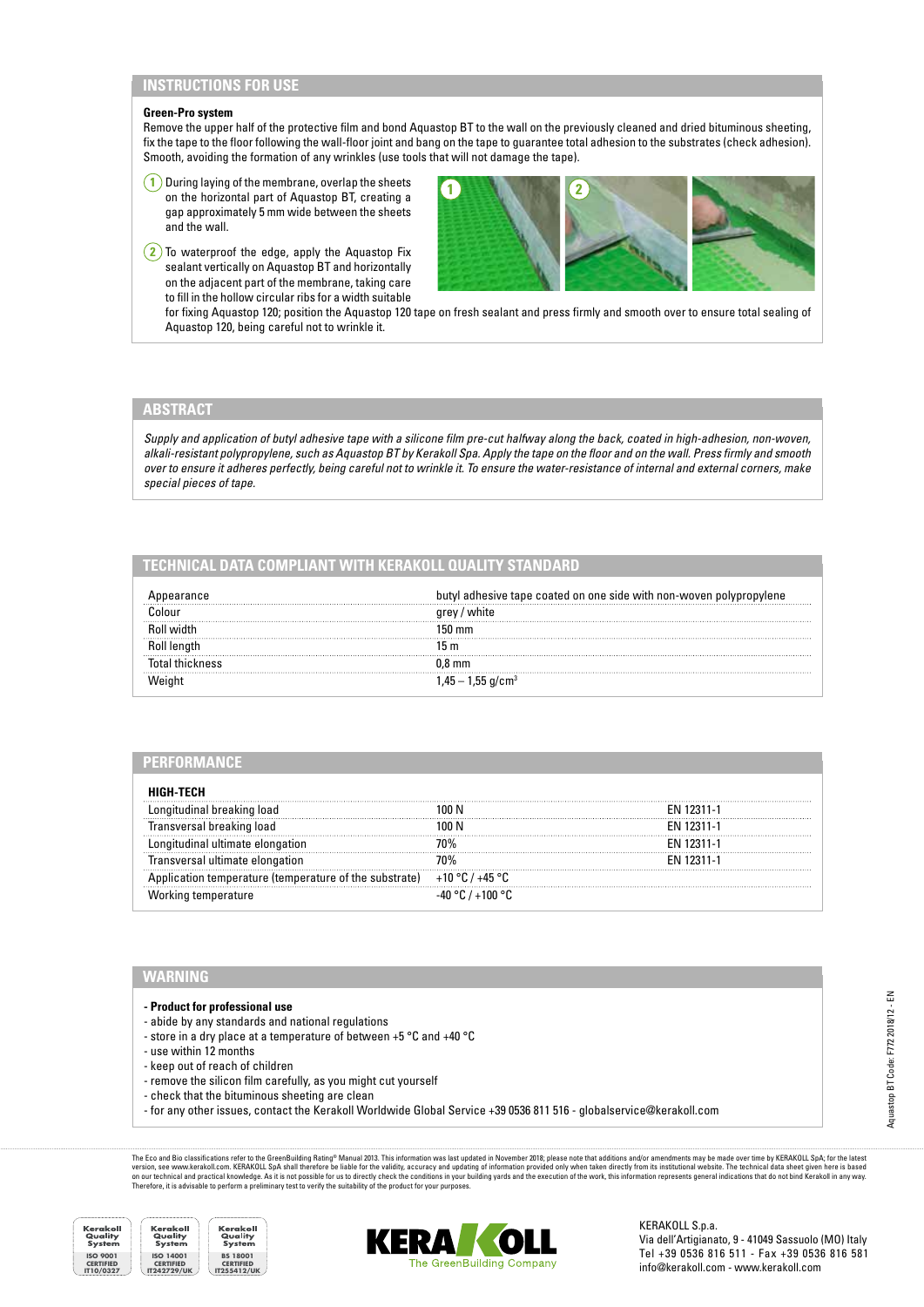## INSTRUCTIONS FOR USE

**Green-Pro system**

Remove the upper half of the protective film and bond Aquastop BT to the wall on the previously cleaned and dried bituminous sheeting, fix the tape to the floor following the wall-floor joint and bang on the tape to guarantee total adhesion to the substrates (check adhesion). Smooth, avoiding the formation of any wrinkles (use tools that will not damage the tape).

1. During laying of the membrane, overlap the sheets on the horizontal part of Aquastop BT, creating a gap approximately 5 mm wide between the sheets and the wall.
2. To waterproof the edge, apply the Aquastop Fix sealant vertically on Aquastop BT and horizontally on the adjacent part of the membrane, taking care to fill in the hollow circular ribs for a width suitable for fixing Aquastop 120; position the Aquastop 120 tape on fresh sealant and press firmly and smooth over to ensure total sealing of Aquastop 120, being careful not to wrinkle it.

## ABSTRACT

*Supply and application of butyl adhesive tape with a silicone film pre-cut halfway along the back, coated in high-adhesion, non-woven, alkali-resistant polypropylene, such as Aquastop BT by Kerakoll Spa. Apply the tape on the floor and on the wall. Press firmly and smooth over to ensure it adheres perfectly, being careful not to wrinkle it. To ensure the water-resistance of internal and external corners, make special pieces of tape.*

## TECHNICAL DATA COMPLIANT WITH KERAKOLL QUALITY STANDARD

| | |
|---|---|
| Appearance | butyl adhesive tape coated on one side with non-woven polypropylene |
| Colour | grey / white |
| Roll width | 150 mm |
| Roll length | 15 m |
| Total thickness | 0,8 mm |
| Weight | 1,45 – 1,55 g/cm³ |

## PERFORMANCE

| HIGH-TECH | | |
|---|---|---|
| Longitudinal breaking load | 100 N | EN 12311-1 |
| Transversal breaking load | 100 N | EN 12311-1 |
| Longitudinal ultimate elongation | 70% | EN 12311-1 |
| Transversal ultimate elongation | 70% | EN 12311-1 |
| Application temperature (temperature of the substrate) | +10 °C / +45 °C | |
| Working temperature | -40 °C / +100 °C | |

## WARNING

- **Product for professional use**
- abide by any standards and national regulations
- store in a dry place at a temperature of between +5 °C and +40 °C
- use within 12 months
- keep out of reach of children
- remove the silicon film carefully, as you might cut yourself
- check that the bituminous sheeting are clean
- for any other issues, contact the Kerakoll Worldwide Global Service +39 0536 811 516 - globalservice@kerakoll.com

The Eco and Bio classifications refer to the GreenBuilding Rating® Manual 2013. This information was last updated in November 2018; please note that additions and/or amendments may be made over time by KERAKOLL SpA; for the latest version, see www.kerakoll.com. KERAKOLL SpA shall therefore be liable for the validity, accuracy and updating of information provided only when taken directly from its institutional website. The technical data sheet given here is based on our technical and practical knowledge. As it is not possible for us to directly check the conditions in your building yards and the execution of the work, this information represents general indications that do not bind Kerakoll in any way. Therefore, it is advisable to perform a preliminary test to verify the suitability of the product for your purposes.

Aquastop BT Code: F772 2018/12 - EN

Kerakoll Quality System ISO 9001 CERTIFIED IT10/0327 | Kerakoll Quality System ISO 14001 CERTIFIED IT242729/UK | Kerakoll Quality System BS 18001 CERTIFIED IT255412/UK

KERAKOLL The GreenBuilding Company

KERAKOLL S.p.a.
Via dell'Artigianato, 9 - 41049 Sassuolo (MO) Italy
Tel +39 0536 816 511 - Fax +39 0536 816 581
info@kerakoll.com - www.kerakoll.com